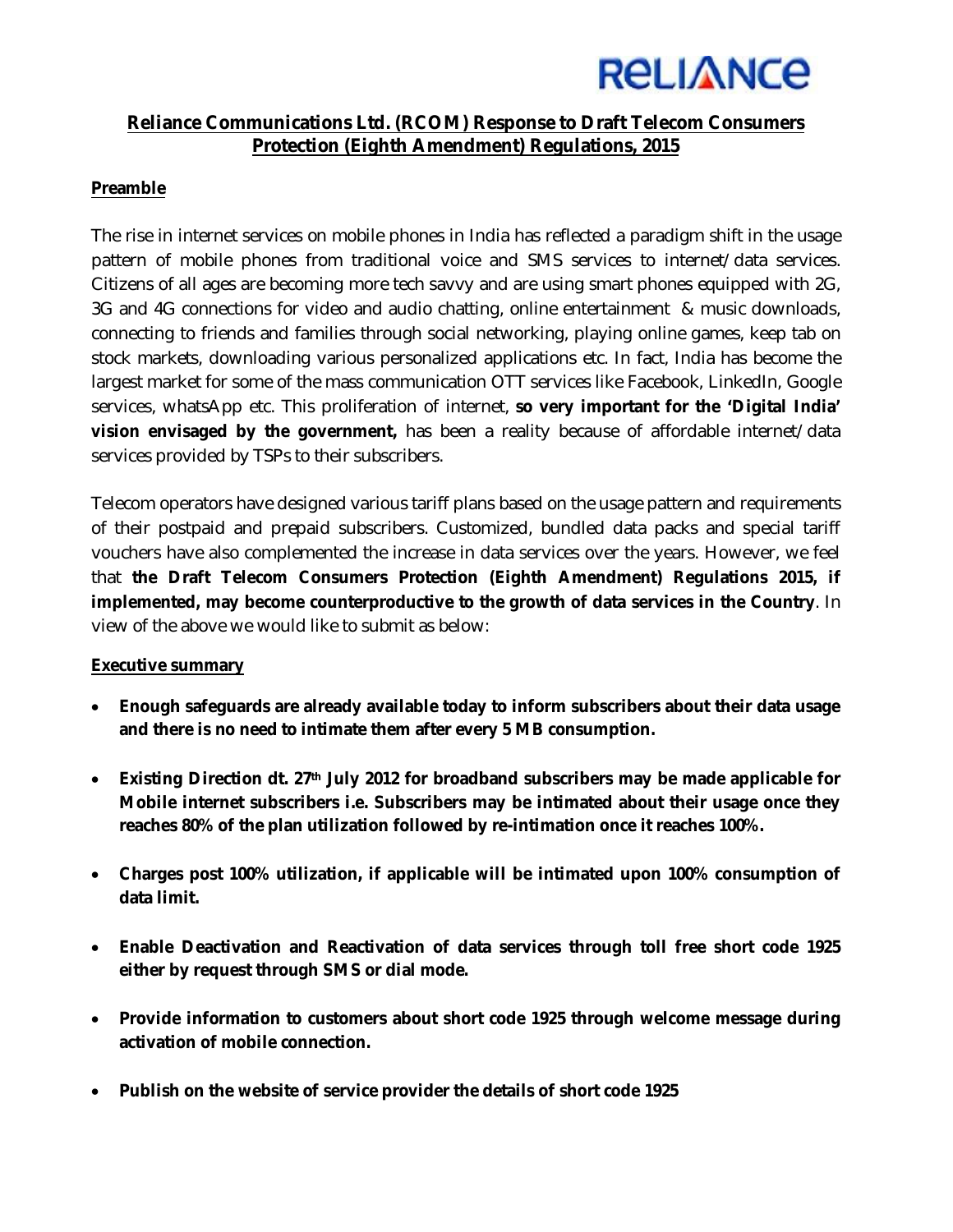RELIANCE

## Reliance Communications Ltd. (RCOM) Response to Draft Telecom Consumers Protection (Eighth Amendment) Regulations, 2015

### Preamble

The rise in internet services on mobile phones in India has reflected a paradigm shift in the usage pattern of mobile phones from traditional voice and SMS services to internet/data services. Citizens of all ages are becoming more tech savvy and are using smart phones equipped with 2G, 3G and 4G connections for video and audio chatting, online entertainment & music downloads, connecting to friends and families through social networking, playing online games, keep tab on stock markets, downloading various personalized applications etc. In fact, India has become the largest market for some of the mass communication OTT services like Facebook, LinkedIn, Google services, whatsApp etc. This proliferation of internet, **so very important for the 'Digital India' vision envisaged by the government,** has been a reality because of affordable internet/data services provided by TSPs to their subscribers.

Telecom operators have designed various tariff plans based on the usage pattern and requirements of their postpaid and prepaid subscribers. Customized, bundled data packs and special tariff vouchers have also complemented the increase in data services over the years. However, we feel that **the Draft Telecom Consumers Protection (Eighth Amendment) Regulations 2015, if implemented, may become counterproductive to the growth of data services in the Country**. In view of the above we would like to submit as below:

### Executive summary

- **Enough safeguards are already available today to inform subscribers about their data usage and there is no need to intimate them after every 5 MB consumption.**
- **Existing Direction dt. 27th July 2012 for broadband subscribers may be made applicable for Mobile internet subscribers i.e. Subscribers may be intimated about their usage once they reaches 80% of the plan utilization followed by re-intimation once it reaches 100%.**
- **Charges post 100% utilization, if applicable will be intimated upon 100% consumption of data limit.**
- **Enable Deactivation and Reactivation of data services through toll free short code 1925 either by request through SMS or dial mode.**
- **Provide information to customers about short code 1925 through welcome message during activation of mobile connection.**
- **Publish on the website of service provider the details of short code 1925**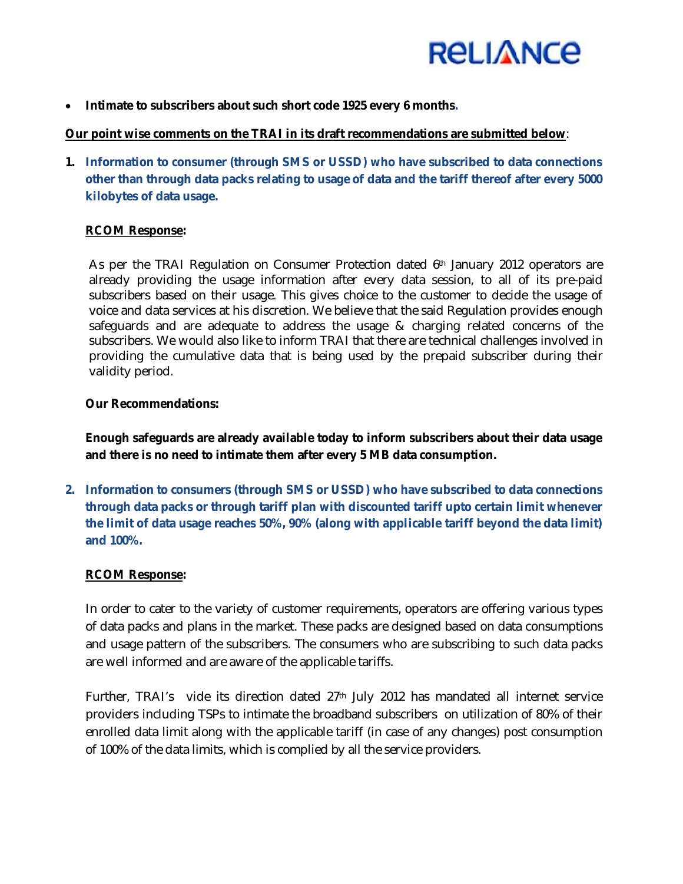- **Intimate to subscribers about such short code 1925 every 6 months.**

**Our point wise comments on the TRAI in its draft recommendations are submitted below**:

1. **Information to consumer (through SMS or USSD) who have subscribed to data connections other than through data packs relating to usage of data and the tariff thereof after every 5000 kilobytes of data usage.**

   **RCOM Response:**

   As per the TRAI Regulation on Consumer Protection dated 6th January 2012 operators are already providing the usage information after every data session, to all of its pre-paid subscribers based on their usage. This gives choice to the customer to decide the usage of voice and data services at his discretion. We believe that the said Regulation provides enough safeguards and are adequate to address the usage & charging related concerns of the subscribers. We would also like to inform TRAI that there are technical challenges involved in providing the cumulative data that is being used by the prepaid subscriber during their validity period.

   **Our Recommendations:**

   **Enough safeguards are already available today to inform subscribers about their data usage and there is no need to intimate them after every 5 MB data consumption.**

2. **Information to consumers (through SMS or USSD) who have subscribed to data connections through data packs or through tariff plan with discounted tariff upto certain limit whenever the limit of data usage reaches 50%, 90% (along with applicable tariff beyond the data limit) and 100%.**

   **RCOM Response:**

   In order to cater to the variety of customer requirements, operators are offering various types of data packs and plans in the market. These packs are designed based on data consumptions and usage pattern of the subscribers. The consumers who are subscribing to such data packs are well informed and are aware of the applicable tariffs.

   Further, TRAI's vide its direction dated 27th July 2012 has mandated all internet service providers including TSPs to intimate the broadband subscribers on utilization of 80% of their enrolled data limit along with the applicable tariff (in case of any changes) post consumption of 100% of the data limits, which is complied by all the service providers.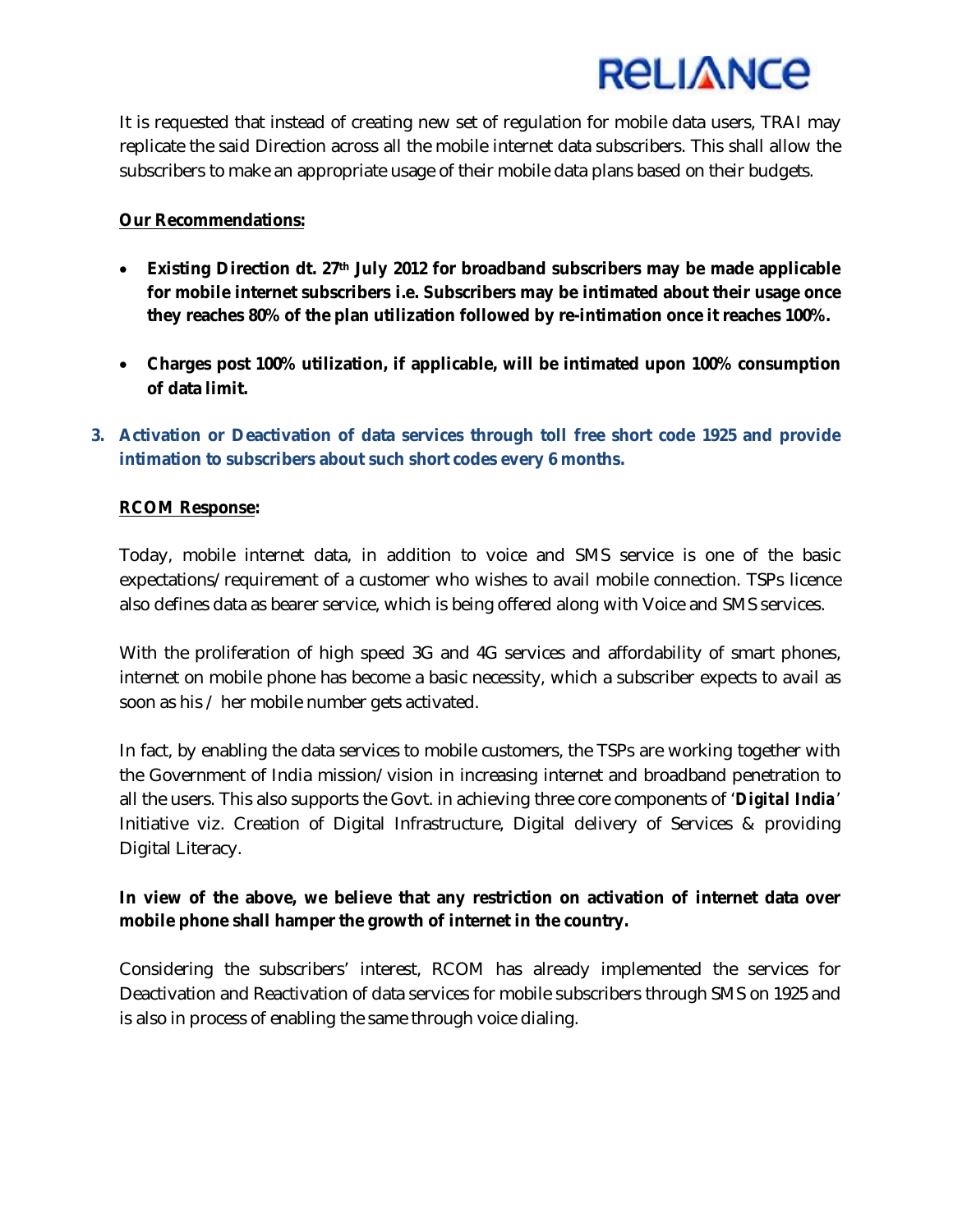It is requested that instead of creating new set of regulation for mobile data users, TRAI may replicate the said Direction across all the mobile internet data subscribers. This shall allow the subscribers to make an appropriate usage of their mobile data plans based on their budgets.

**Our Recommendations:**

- **Existing Direction dt. 27th July 2012 for broadband subscribers may be made applicable for mobile internet subscribers i.e. Subscribers may be intimated about their usage once they reaches 80% of the plan utilization followed by re-intimation once it reaches 100%.**
- **Charges post 100% utilization, if applicable, will be intimated upon 100% consumption of data limit.**

### 3. Activation or Deactivation of data services through toll free short code 1925 and provide intimation to subscribers about such short codes every 6 months.

**RCOM Response:**

Today, mobile internet data, in addition to voice and SMS service is one of the basic expectations/requirement of a customer who wishes to avail mobile connection. TSPs licence also defines data as bearer service, which is being offered along with Voice and SMS services.

With the proliferation of high speed 3G and 4G services and affordability of smart phones, internet on mobile phone has become a basic necessity, which a subscriber expects to avail as soon as his / her mobile number gets activated.

In fact, by enabling the data services to mobile customers, the TSPs are working together with the Government of India mission/vision in increasing internet and broadband penetration to all the users. This also supports the Govt. in achieving three core components of '***Digital India***' Initiative viz. Creation of Digital Infrastructure, Digital delivery of Services & providing Digital Literacy.

**In view of the above, we believe that any restriction on activation of internet data over mobile phone shall hamper the growth of internet in the country.**

Considering the subscribers' interest, RCOM has already implemented the services for Deactivation and Reactivation of data services for mobile subscribers through SMS on 1925 and is also in process of enabling the same through voice dialing.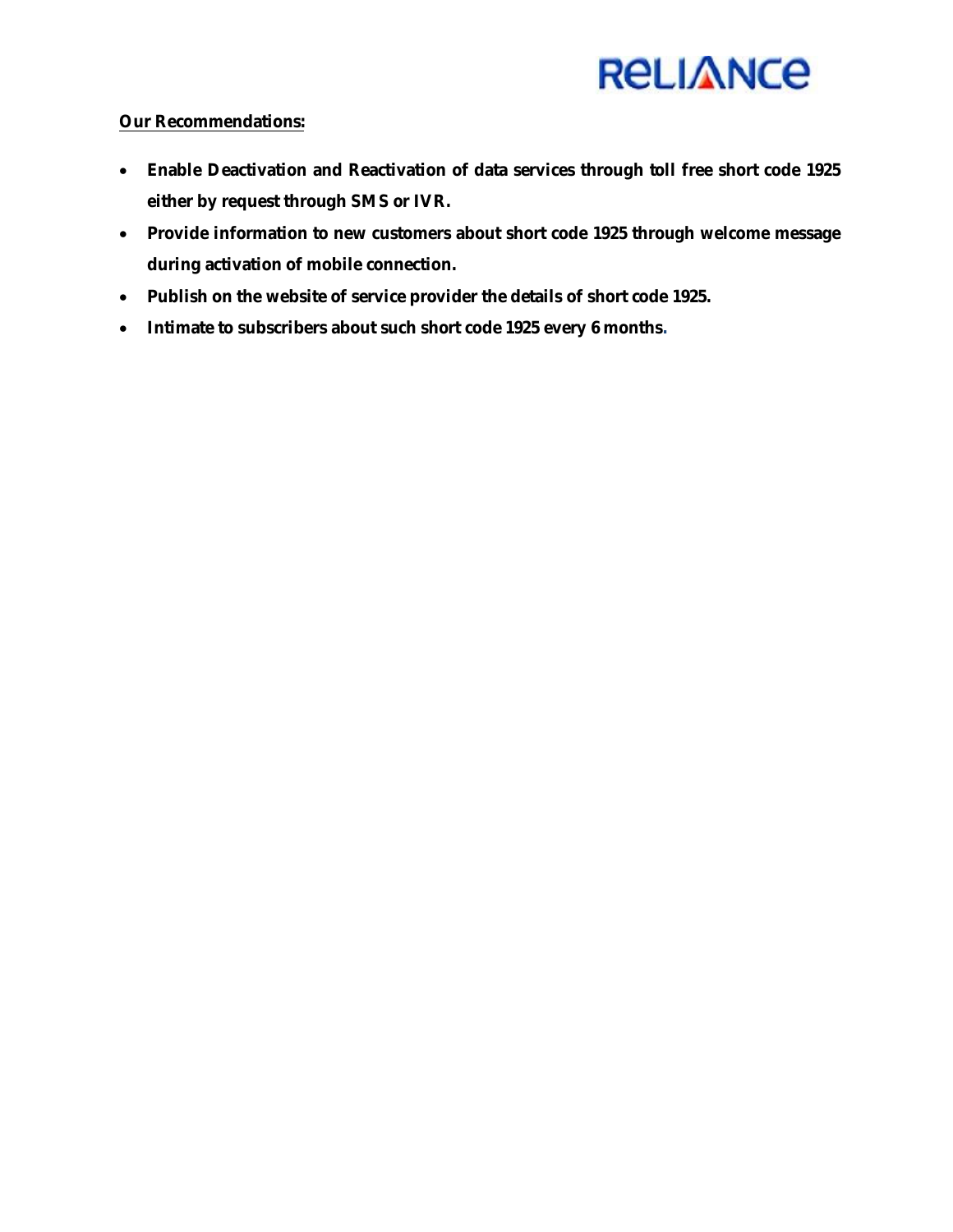**Our Recommendations:**

- **Enable Deactivation and Reactivation of data services through toll free short code 1925 either by request through SMS or IVR.**
- **Provide information to new customers about short code 1925 through welcome message during activation of mobile connection.**
- **Publish on the website of service provider the details of short code 1925.**
- **Intimate to subscribers about such short code 1925 every 6 months.**